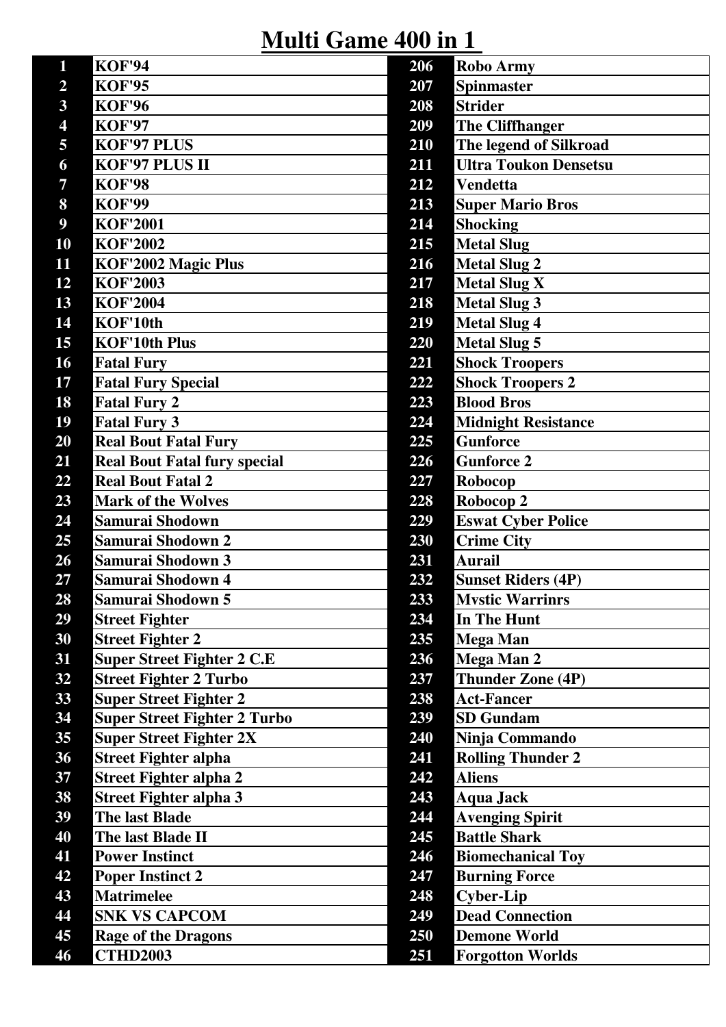# Multi Game 400 in 1

| | | | |
|---|---|---|---|
| 1 | KOF'94 | 206 | Robo Army |
| 2 | KOF'95 | 207 | Spinmaster |
| 3 | KOF'96 | 208 | Strider |
| 4 | KOF'97 | 209 | The Cliffhanger |
| 5 | KOF'97 PLUS | 210 | The legend of Silkroad |
| 6 | KOF'97 PLUS II | 211 | Ultra Toukon Densetsu |
| 7 | KOF'98 | 212 | Vendetta |
| 8 | KOF'99 | 213 | Super Mario Bros |
| 9 | KOF'2001 | 214 | Shocking |
| 10 | KOF'2002 | 215 | Metal Slug |
| 11 | KOF'2002 Magic Plus | 216 | Metal Slug 2 |
| 12 | KOF'2003 | 217 | Metal Slug X |
| 13 | KOF'2004 | 218 | Metal Slug 3 |
| 14 | KOF'10th | 219 | Metal Slug 4 |
| 15 | KOF'10th Plus | 220 | Metal Slug 5 |
| 16 | Fatal Fury | 221 | Shock Troopers |
| 17 | Fatal Fury Special | 222 | Shock Troopers 2 |
| 18 | Fatal Fury 2 | 223 | Blood Bros |
| 19 | Fatal Fury 3 | 224 | Midnight Resistance |
| 20 | Real Bout Fatal Fury | 225 | Gunforce |
| 21 | Real Bout Fatal fury special | 226 | Gunforce 2 |
| 22 | Real Bout Fatal 2 | 227 | Robocop |
| 23 | Mark of the Wolves | 228 | Robocop 2 |
| 24 | Samurai Shodown | 229 | Eswat Cyber Police |
| 25 | Samurai Shodown 2 | 230 | Crime City |
| 26 | Samurai Shodown 3 | 231 | Aurail |
| 27 | Samurai Shodown 4 | 232 | Sunset Riders (4P) |
| 28 | Samurai Shodown 5 | 233 | Mvstic Warrinrs |
| 29 | Street Fighter | 234 | In The Hunt |
| 30 | Street Fighter 2 | 235 | Mega Man |
| 31 | Super Street Fighter 2 C.E | 236 | Mega Man 2 |
| 32 | Street Fighter 2 Turbo | 237 | Thunder Zone (4P) |
| 33 | Super Street Fighter 2 | 238 | Act-Fancer |
| 34 | Super Street Fighter 2 Turbo | 239 | SD Gundam |
| 35 | Super Street Fighter 2X | 240 | Ninja Commando |
| 36 | Street Fighter alpha | 241 | Rolling Thunder 2 |
| 37 | Street Fighter alpha 2 | 242 | Aliens |
| 38 | Street Fighter alpha 3 | 243 | Aqua Jack |
| 39 | The last Blade | 244 | Avenging Spirit |
| 40 | The last Blade II | 245 | Battle Shark |
| 41 | Power Instinct | 246 | Biomechanical Toy |
| 42 | Poper Instinct 2 | 247 | Burning Force |
| 43 | Matrimelee | 248 | Cyber-Lip |
| 44 | SNK VS CAPCOM | 249 | Dead Connection |
| 45 | Rage of the Dragons | 250 | Demone World |
| 46 | CTHD2003 | 251 | Forgotton Worlds |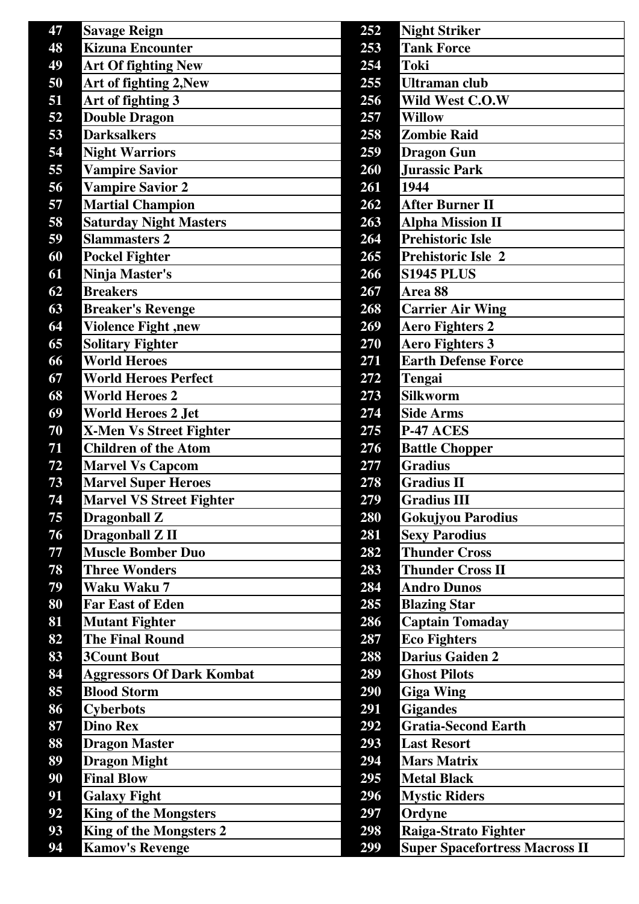| 47 | Savage Reign | 252 | Night Striker |
|---|---|---|---|
| 48 | Kizuna Encounter | 253 | Tank Force |
| 49 | Art Of fighting New | 254 | Toki |
| 50 | Art of fighting 2,New | 255 | Ultraman club |
| 51 | Art of fighting 3 | 256 | Wild West C.O.W |
| 52 | Double Dragon | 257 | Willow |
| 53 | Darksalkers | 258 | Zombie Raid |
| 54 | Night Warriors | 259 | Dragon Gun |
| 55 | Vampire Savior | 260 | Jurassic Park |
| 56 | Vampire Savior 2 | 261 | 1944 |
| 57 | Martial Champion | 262 | After Burner II |
| 58 | Saturday Night Masters | 263 | Alpha Mission II |
| 59 | Slammasters 2 | 264 | Prehistoric Isle |
| 60 | Pockel Fighter | 265 | Prehistoric Isle 2 |
| 61 | Ninja Master's | 266 | S1945 PLUS |
| 62 | Breakers | 267 | Area 88 |
| 63 | Breaker's Revenge | 268 | Carrier Air Wing |
| 64 | Violence Fight ,new | 269 | Aero Fighters 2 |
| 65 | Solitary Fighter | 270 | Aero Fighters 3 |
| 66 | World Heroes | 271 | Earth Defense Force |
| 67 | World Heroes Perfect | 272 | Tengai |
| 68 | World Heroes 2 | 273 | Silkworm |
| 69 | World Heroes 2 Jet | 274 | Side Arms |
| 70 | X-Men Vs Street Fighter | 275 | P-47 ACES |
| 71 | Children of the Atom | 276 | Battle Chopper |
| 72 | Marvel Vs Capcom | 277 | Gradius |
| 73 | Marvel Super Heroes | 278 | Gradius II |
| 74 | Marvel VS Street Fighter | 279 | Gradius III |
| 75 | Dragonball Z | 280 | Gokujyou Parodius |
| 76 | Dragonball Z II | 281 | Sexy Parodius |
| 77 | Muscle Bomber Duo | 282 | Thunder Cross |
| 78 | Three Wonders | 283 | Thunder Cross II |
| 79 | Waku Waku 7 | 284 | Andro Dunos |
| 80 | Far East of Eden | 285 | Blazing Star |
| 81 | Mutant Fighter | 286 | Captain Tomaday |
| 82 | The Final Round | 287 | Eco Fighters |
| 83 | 3Count Bout | 288 | Darius Gaiden 2 |
| 84 | Aggressors Of Dark Kombat | 289 | Ghost Pilots |
| 85 | Blood Storm | 290 | Giga Wing |
| 86 | Cyberbots | 291 | Gigandes |
| 87 | Dino Rex | 292 | Gratia-Second Earth |
| 88 | Dragon Master | 293 | Last Resort |
| 89 | Dragon Might | 294 | Mars Matrix |
| 90 | Final Blow | 295 | Metal Black |
| 91 | Galaxy Fight | 296 | Mystic Riders |
| 92 | King of the Mongsters | 297 | Ordyne |
| 93 | King of the Mongsters 2 | 298 | Raiga-Strato Fighter |
| 94 | Kamov's Revenge | 299 | Super Spacefortress Macross II |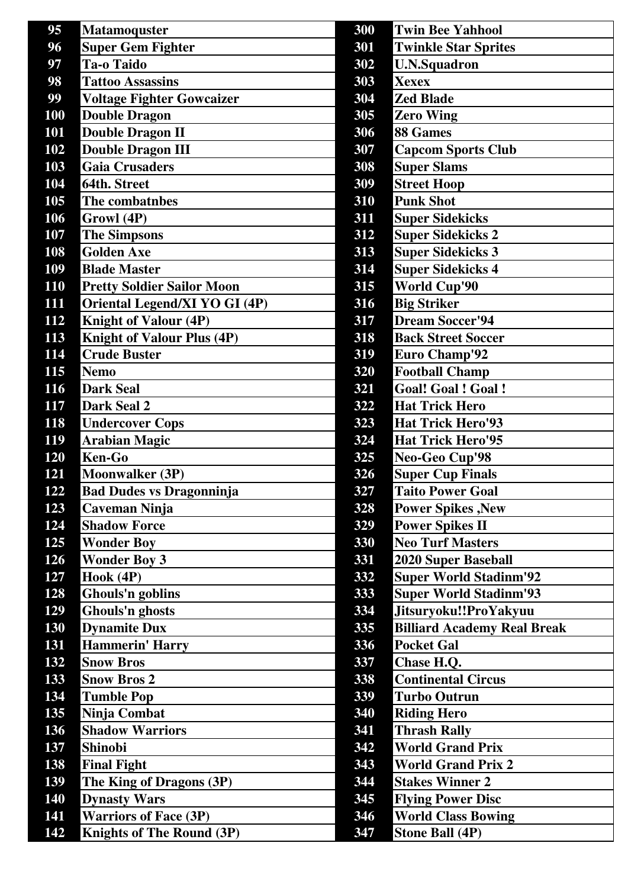| | |
|---|---|
| 95 | Matamoquster |
| 96 | Super Gem Fighter |
| 97 | Ta-o Taido |
| 98 | Tattoo Assassins |
| 99 | Voltage Fighter Gowcaizer |
| 100 | Double Dragon |
| 101 | Double Dragon II |
| 102 | Double Dragon III |
| 103 | Gaia Crusaders |
| 104 | 64th. Street |
| 105 | The combatnbes |
| 106 | Growl (4P) |
| 107 | The Simpsons |
| 108 | Golden Axe |
| 109 | Blade Master |
| 110 | Pretty Soldier Sailor Moon |
| 111 | Oriental Legend/XI YO GI (4P) |
| 112 | Knight of Valour (4P) |
| 113 | Knight of Valour Plus (4P) |
| 114 | Crude Buster |
| 115 | Nemo |
| 116 | Dark Seal |
| 117 | Dark Seal 2 |
| 118 | Undercover Cops |
| 119 | Arabian Magic |
| 120 | Ken-Go |
| 121 | Moonwalker (3P) |
| 122 | Bad Dudes vs Dragonninja |
| 123 | Caveman Ninja |
| 124 | Shadow Force |
| 125 | Wonder Boy |
| 126 | Wonder Boy 3 |
| 127 | Hook (4P) |
| 128 | Ghouls'n goblins |
| 129 | Ghouls'n ghosts |
| 130 | Dynamite Dux |
| 131 | Hammerin' Harry |
| 132 | Snow Bros |
| 133 | Snow Bros 2 |
| 134 | Tumble Pop |
| 135 | Ninja Combat |
| 136 | Shadow Warriors |
| 137 | Shinobi |
| 138 | Final Fight |
| 139 | The King of Dragons (3P) |
| 140 | Dynasty Wars |
| 141 | Warriors of Face (3P) |
| 142 | Knights of The Round (3P) |
| 300 | Twin Bee Yahhool |
| 301 | Twinkle Star Sprites |
| 302 | U.N.Squadron |
| 303 | Xexex |
| 304 | Zed Blade |
| 305 | Zero Wing |
| 306 | 88 Games |
| 307 | Capcom Sports Club |
| 308 | Super Slams |
| 309 | Street Hoop |
| 310 | Punk Shot |
| 311 | Super Sidekicks |
| 312 | Super Sidekicks 2 |
| 313 | Super Sidekicks 3 |
| 314 | Super Sidekicks 4 |
| 315 | World Cup'90 |
| 316 | Big Striker |
| 317 | Dream Soccer'94 |
| 318 | Back Street Soccer |
| 319 | Euro Champ'92 |
| 320 | Football Champ |
| 321 | Goal! Goal ! Goal ! |
| 322 | Hat Trick Hero |
| 323 | Hat Trick Hero'93 |
| 324 | Hat Trick Hero'95 |
| 325 | Neo-Geo Cup'98 |
| 326 | Super Cup Finals |
| 327 | Taito Power Goal |
| 328 | Power Spikes ,New |
| 329 | Power Spikes II |
| 330 | Neo Turf Masters |
| 331 | 2020 Super Baseball |
| 332 | Super World Stadinm'92 |
| 333 | Super World Stadinm'93 |
| 334 | Jitsuryoku!!ProYakyuu |
| 335 | Billiard Academy Real Break |
| 336 | Pocket Gal |
| 337 | Chase H.Q. |
| 338 | Continental Circus |
| 339 | Turbo Outrun |
| 340 | Riding Hero |
| 341 | Thrash Rally |
| 342 | World Grand Prix |
| 343 | World Grand Prix 2 |
| 344 | Stakes Winner 2 |
| 345 | Flying Power Disc |
| 346 | World Class Bowing |
| 347 | Stone Ball (4P) |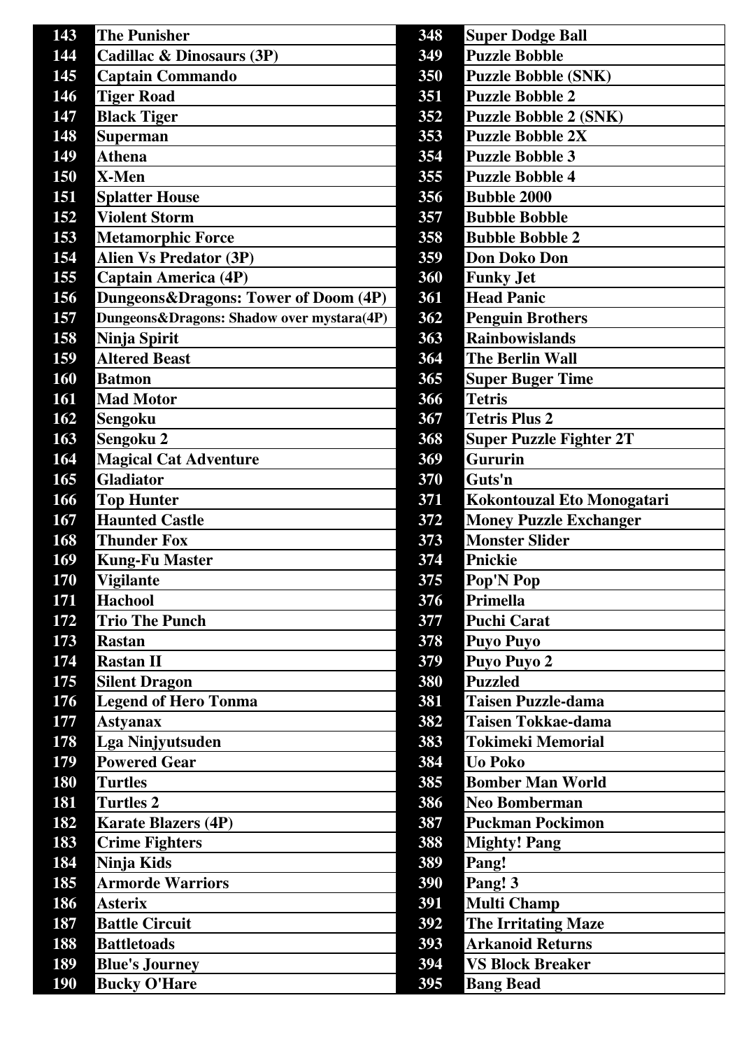| 143 | The Punisher | 348 | Super Dodge Ball |
|---|---|---|---|
| 144 | Cadillac & Dinosaurs (3P) | 349 | Puzzle Bobble |
| 145 | Captain Commando | 350 | Puzzle Bobble (SNK) |
| 146 | Tiger Road | 351 | Puzzle Bobble 2 |
| 147 | Black Tiger | 352 | Puzzle Bobble 2 (SNK) |
| 148 | Superman | 353 | Puzzle Bobble 2X |
| 149 | Athena | 354 | Puzzle Bobble 3 |
| 150 | X-Men | 355 | Puzzle Bobble 4 |
| 151 | Splatter House | 356 | Bubble 2000 |
| 152 | Violent Storm | 357 | Bubble Bobble |
| 153 | Metamorphic Force | 358 | Bubble Bobble 2 |
| 154 | Alien Vs Predator (3P) | 359 | Don Doko Don |
| 155 | Captain America (4P) | 360 | Funky Jet |
| 156 | Dungeons&Dragons: Tower of Doom (4P) | 361 | Head Panic |
| 157 | Dungeons&Dragons: Shadow over mystara(4P) | 362 | Penguin Brothers |
| 158 | Ninja Spirit | 363 | Rainbowislands |
| 159 | Altered Beast | 364 | The Berlin Wall |
| 160 | Batmon | 365 | Super Buger Time |
| 161 | Mad Motor | 366 | Tetris |
| 162 | Sengoku | 367 | Tetris Plus 2 |
| 163 | Sengoku 2 | 368 | Super Puzzle Fighter 2T |
| 164 | Magical Cat Adventure | 369 | Gururin |
| 165 | Gladiator | 370 | Guts'n |
| 166 | Top Hunter | 371 | Kokontouzal Eto Monogatari |
| 167 | Haunted Castle | 372 | Money Puzzle Exchanger |
| 168 | Thunder Fox | 373 | Monster Slider |
| 169 | Kung-Fu Master | 374 | Pnickie |
| 170 | Vigilante | 375 | Pop'N Pop |
| 171 | Hachool | 376 | Primella |
| 172 | Trio The Punch | 377 | Puchi Carat |
| 173 | Rastan | 378 | Puyo Puyo |
| 174 | Rastan II | 379 | Puyo Puyo 2 |
| 175 | Silent Dragon | 380 | Puzzled |
| 176 | Legend of Hero Tonma | 381 | Taisen Puzzle-dama |
| 177 | Astyanax | 382 | Taisen Tokkae-dama |
| 178 | Lga Ninjyutsuden | 383 | Tokimeki Memorial |
| 179 | Powered Gear | 384 | Uo Poko |
| 180 | Turtles | 385 | Bomber Man World |
| 181 | Turtles 2 | 386 | Neo Bomberman |
| 182 | Karate Blazers (4P) | 387 | Puckman Pockimon |
| 183 | Crime Fighters | 388 | Mighty! Pang |
| 184 | Ninja Kids | 389 | Pang! |
| 185 | Armorde Warriors | 390 | Pang! 3 |
| 186 | Asterix | 391 | Multi Champ |
| 187 | Battle Circuit | 392 | The Irritating Maze |
| 188 | Battletoads | 393 | Arkanoid Returns |
| 189 | Blue's Journey | 394 | VS Block Breaker |
| 190 | Bucky O'Hare | 395 | Bang Bead |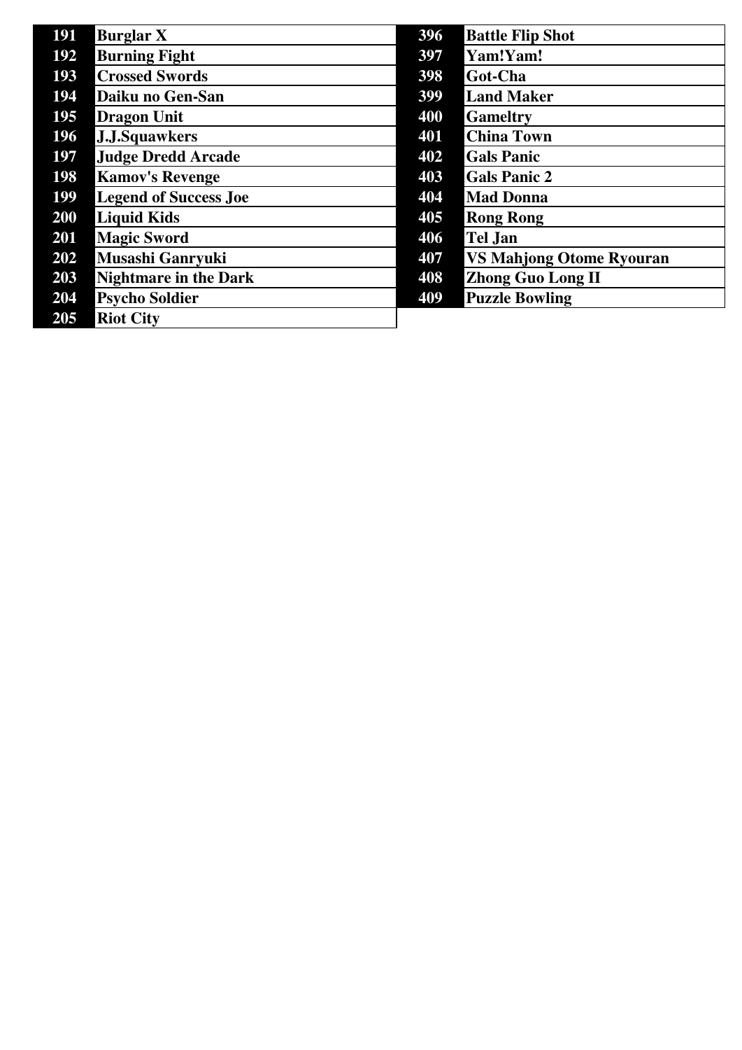| | |
|---|---|
| 191 | Burglar X |
| 192 | Burning Fight |
| 193 | Crossed Swords |
| 194 | Daiku no Gen-San |
| 195 | Dragon Unit |
| 196 | J.J.Squawkers |
| 197 | Judge Dredd Arcade |
| 198 | Kamov's Revenge |
| 199 | Legend of Success Joe |
| 200 | Liquid Kids |
| 201 | Magic Sword |
| 202 | Musashi Ganryuki |
| 203 | Nightmare in the Dark |
| 204 | Psycho Soldier |
| 205 | Riot City |

| | |
|---|---|
| 396 | Battle Flip Shot |
| 397 | Yam!Yam! |
| 398 | Got-Cha |
| 399 | Land Maker |
| 400 | Gameltry |
| 401 | China Town |
| 402 | Gals Panic |
| 403 | Gals Panic 2 |
| 404 | Mad Donna |
| 405 | Rong Rong |
| 406 | Tel Jan |
| 407 | VS Mahjong Otome Ryouran |
| 408 | Zhong Guo Long II |
| 409 | Puzzle Bowling |